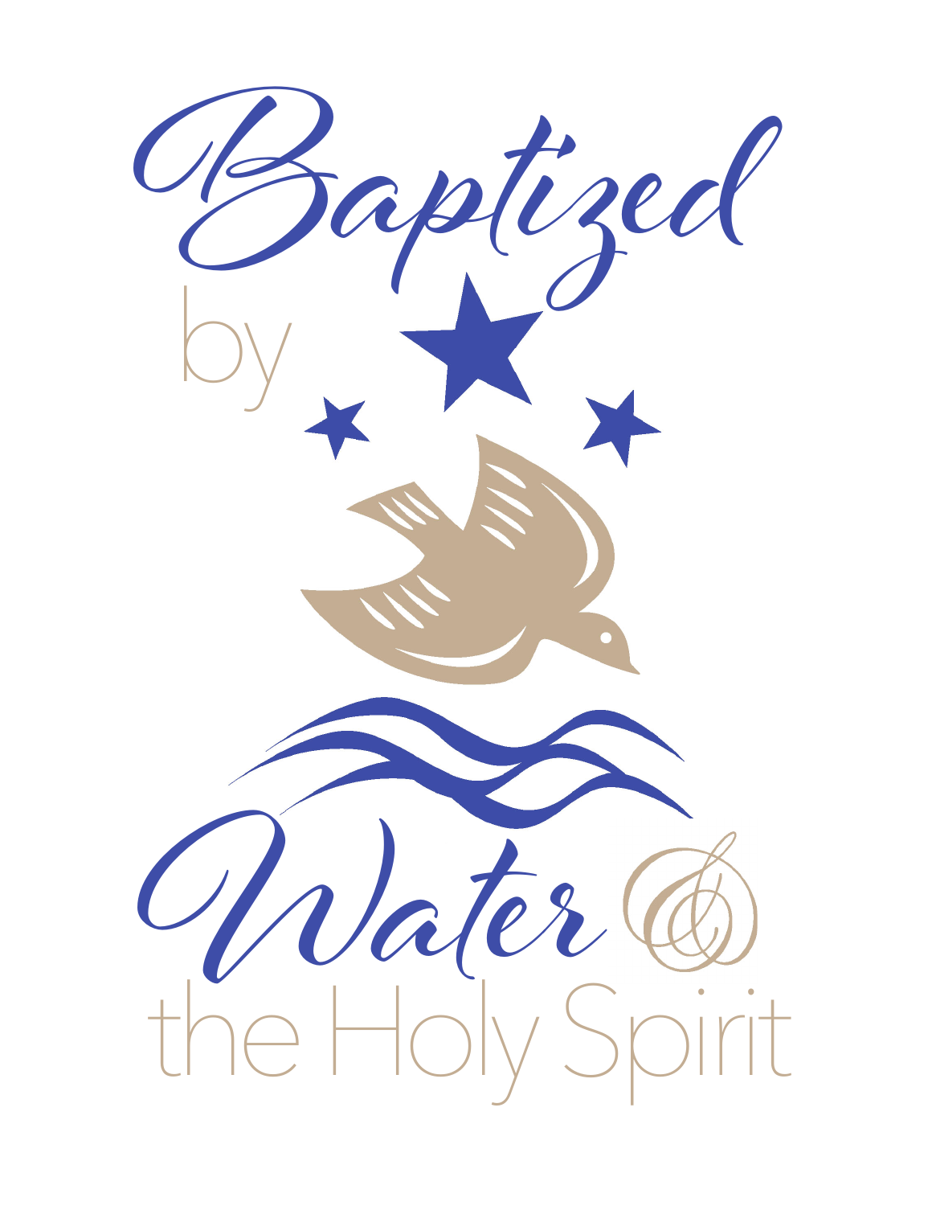# Baptized by Water & the Holy Spirit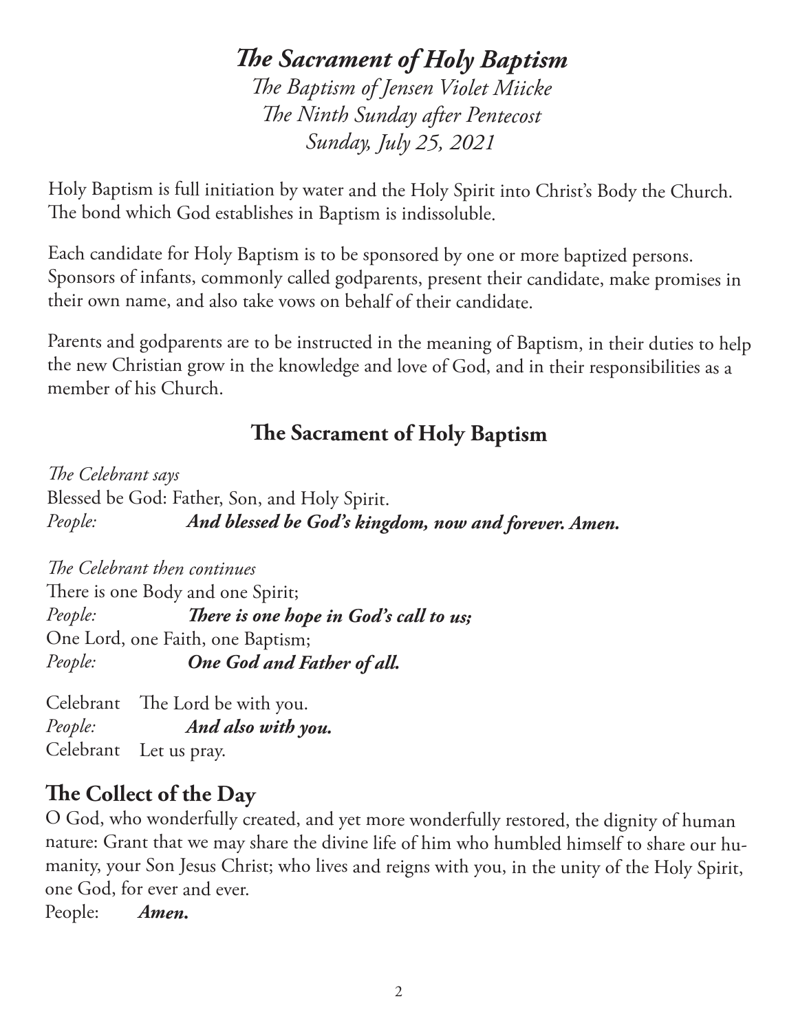# *The Sacrament of Holy Baptism*

*The Baptism of Jensen Violet Miicke*
*The Ninth Sunday after Pentecost*
*Sunday, July 25, 2021*

Holy Baptism is full initiation by water and the Holy Spirit into Christ's Body the Church. The bond which God establishes in Baptism is indissoluble.

Each candidate for Holy Baptism is to be sponsored by one or more baptized persons. Sponsors of infants, commonly called godparents, present their candidate, make promises in their own name, and also take vows on behalf of their candidate.

Parents and godparents are to be instructed in the meaning of Baptism, in their duties to help the new Christian grow in the knowledge and love of God, and in their responsibilities as a member of his Church.

## The Sacrament of Holy Baptism

*The Celebrant says*
Blessed be God: Father, Son, and Holy Spirit.
*People:* ***And blessed be God's kingdom, now and forever. Amen.***

*The Celebrant then continues*
There is one Body and one Spirit;
*People:* ***There is one hope in God's call to us;***
One Lord, one Faith, one Baptism;
*People:* ***One God and Father of all.***

Celebrant The Lord be with you.
*People:* ***And also with you.***
Celebrant Let us pray.

## The Collect of the Day

O God, who wonderfully created, and yet more wonderfully restored, the dignity of human nature: Grant that we may share the divine life of him who humbled himself to share our humanity, your Son Jesus Christ; who lives and reigns with you, in the unity of the Holy Spirit, one God, for ever and ever.
People: ***Amen.***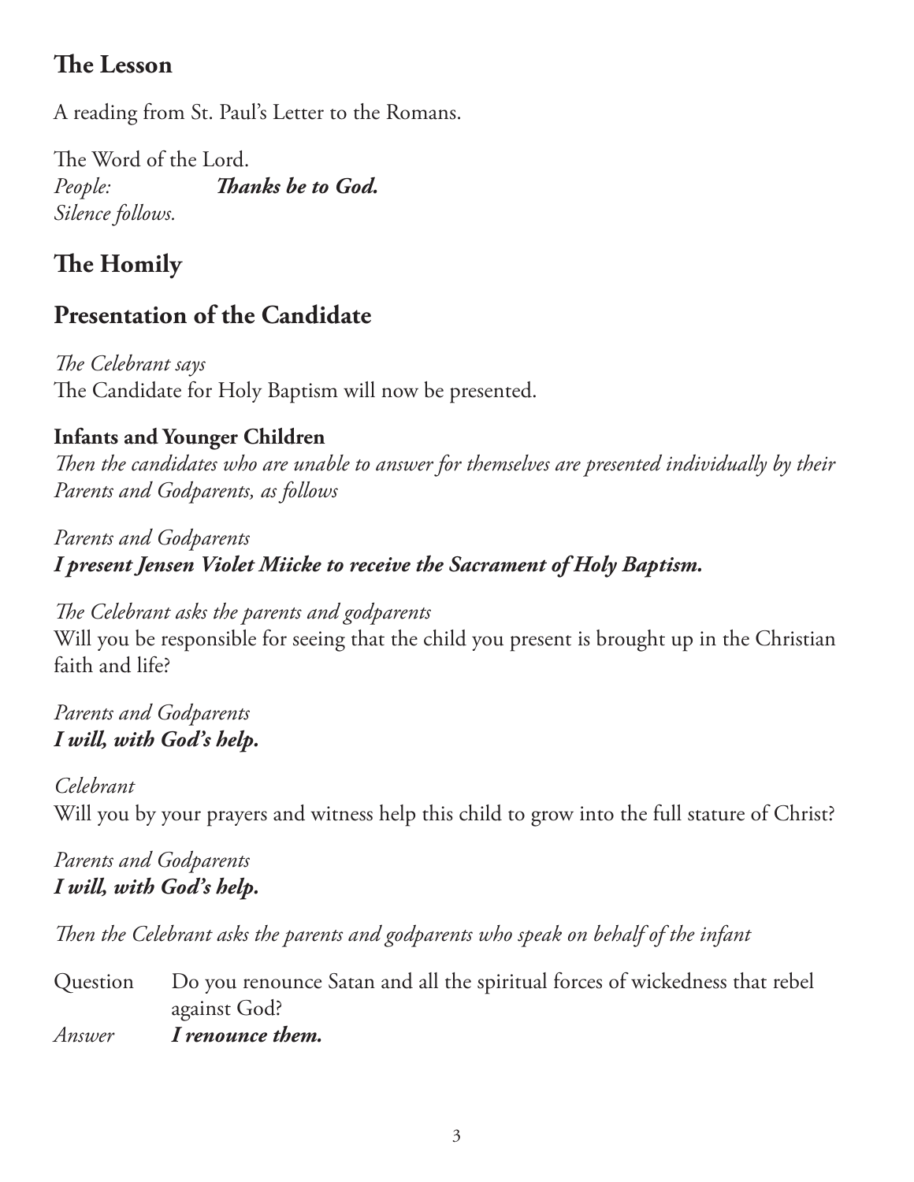## The Lesson

A reading from St. Paul's Letter to the Romans.

The Word of the Lord.
*People:* ***Thanks be to God.***
*Silence follows.*

## The Homily

## Presentation of the Candidate

*The Celebrant says*
The Candidate for Holy Baptism will now be presented.

**Infants and Younger Children**
*Then the candidates who are unable to answer for themselves are presented individually by their Parents and Godparents, as follows*

*Parents and Godparents*
***I present Jensen Violet Miicke to receive the Sacrament of Holy Baptism.***

*The Celebrant asks the parents and godparents*
Will you be responsible for seeing that the child you present is brought up in the Christian faith and life?

*Parents and Godparents*
***I will, with God's help.***

*Celebrant*
Will you by your prayers and witness help this child to grow into the full stature of Christ?

*Parents and Godparents*
***I will, with God's help.***

*Then the Celebrant asks the parents and godparents who speak on behalf of the infant*

Question Do you renounce Satan and all the spiritual forces of wickedness that rebel against God?
*Answer* ***I renounce them.***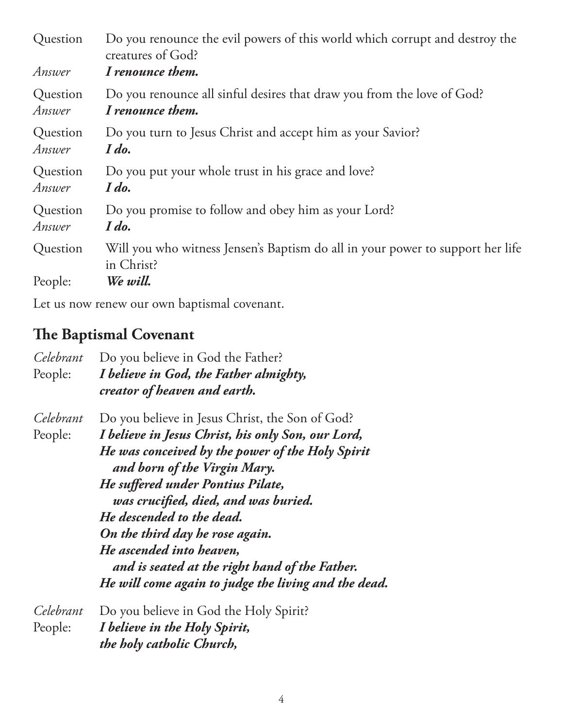Question Do you renounce the evil powers of this world which corrupt and destroy the creatures of God?
*Answer* ***I renounce them.***

Question Do you renounce all sinful desires that draw you from the love of God?
*Answer* ***I renounce them.***

Question Do you turn to Jesus Christ and accept him as your Savior?
*Answer* ***I do.***

Question Do you put your whole trust in his grace and love?
*Answer* ***I do.***

Question Do you promise to follow and obey him as your Lord?
*Answer* ***I do.***

Question Will you who witness Jensen's Baptism do all in your power to support her life in Christ?
People: ***We will.***

Let us now renew our own baptismal covenant.

## The Baptismal Covenant

*Celebrant* Do you believe in God the Father?
People: ***I believe in God, the Father almighty,***
***creator of heaven and earth.***

*Celebrant* Do you believe in Jesus Christ, the Son of God?
People: ***I believe in Jesus Christ, his only Son, our Lord,***
***He was conceived by the power of the Holy Spirit***
***and born of the Virgin Mary.***
***He suffered under Pontius Pilate,***
***was crucified, died, and was buried.***
***He descended to the dead.***
***On the third day he rose again.***
***He ascended into heaven,***
***and is seated at the right hand of the Father.***
***He will come again to judge the living and the dead.***

*Celebrant* Do you believe in God the Holy Spirit?
People: ***I believe in the Holy Spirit,***
***the holy catholic Church,***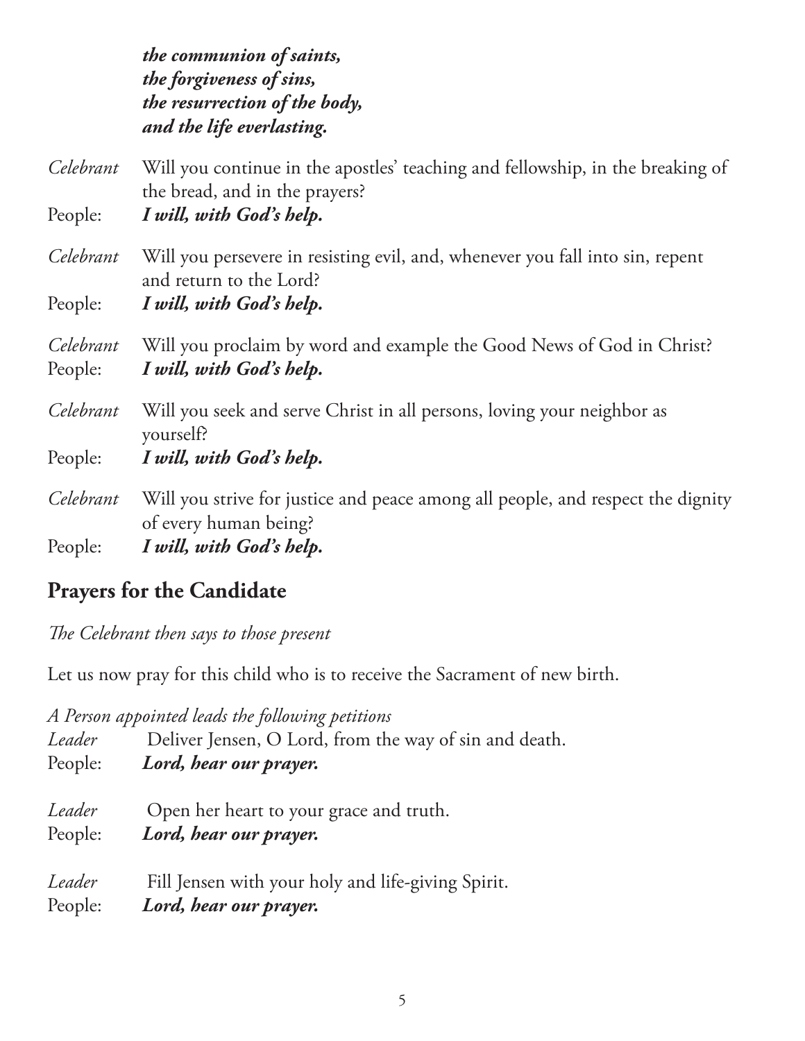***the communion of saints,***
***the forgiveness of sins,***
***the resurrection of the body,***
***and the life everlasting.***

*Celebrant* Will you continue in the apostles' teaching and fellowship, in the breaking of the bread, and in the prayers?
People: ***I will, with God's help.***

*Celebrant* Will you persevere in resisting evil, and, whenever you fall into sin, repent and return to the Lord?
People: ***I will, with God's help.***

*Celebrant* Will you proclaim by word and example the Good News of God in Christ?
People: ***I will, with God's help.***

*Celebrant* Will you seek and serve Christ in all persons, loving your neighbor as yourself?
People: ***I will, with God's help.***

*Celebrant* Will you strive for justice and peace among all people, and respect the dignity of every human being?
People: ***I will, with God's help.***

## Prayers for the Candidate

*The Celebrant then says to those present*

Let us now pray for this child who is to receive the Sacrament of new birth.

*A Person appointed leads the following petitions*
*Leader* Deliver Jensen, O Lord, from the way of sin and death.
People: ***Lord, hear our prayer.***

*Leader* Open her heart to your grace and truth.
People: ***Lord, hear our prayer.***

*Leader* Fill Jensen with your holy and life-giving Spirit.
People: ***Lord, hear our prayer.***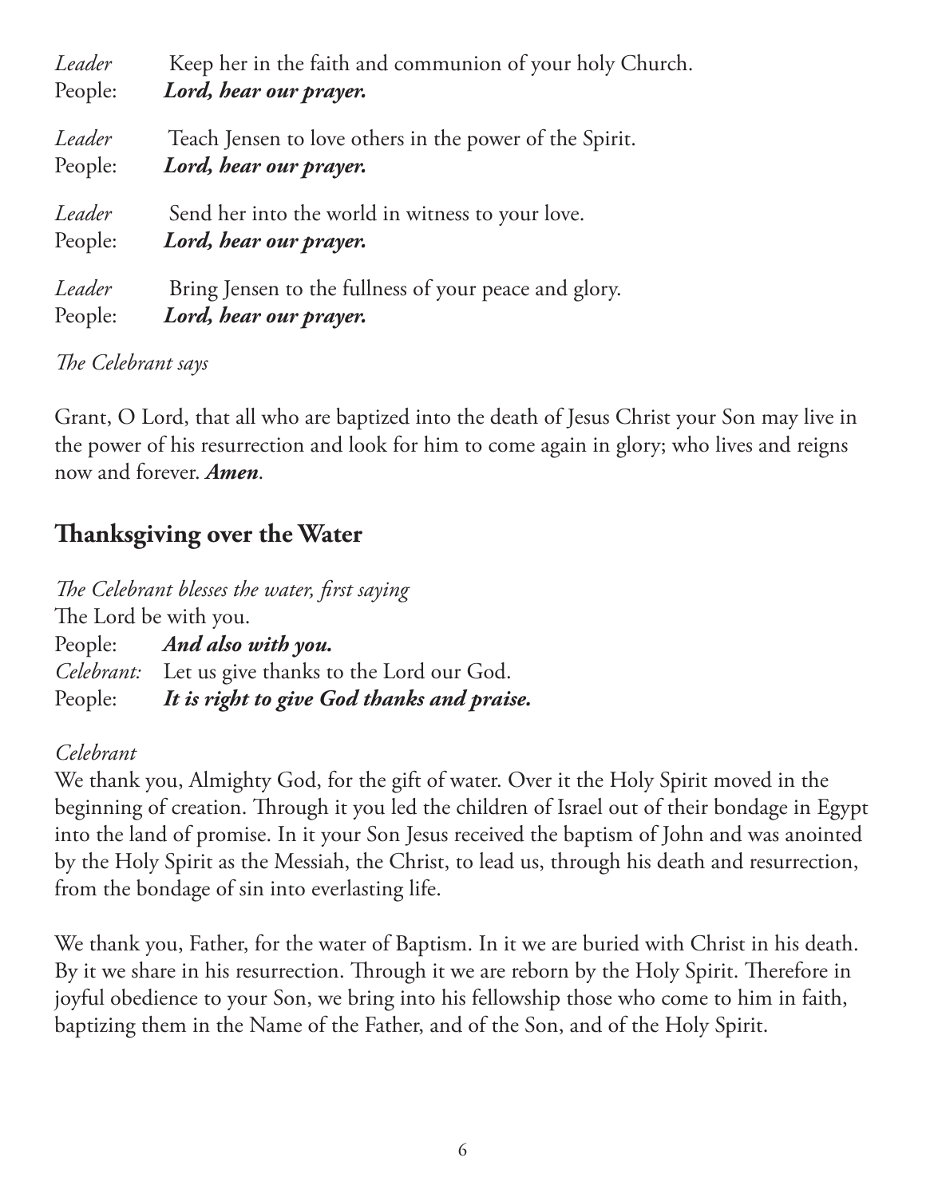*Leader* Keep her in the faith and communion of your holy Church.
People: ***Lord, hear our prayer.***

*Leader* Teach Jensen to love others in the power of the Spirit.
People: ***Lord, hear our prayer.***

*Leader* Send her into the world in witness to your love.
People: ***Lord, hear our prayer.***

*Leader* Bring Jensen to the fullness of your peace and glory.
People: ***Lord, hear our prayer.***

*The Celebrant says*

Grant, O Lord, that all who are baptized into the death of Jesus Christ your Son may live in the power of his resurrection and look for him to come again in glory; who lives and reigns now and forever. ***Amen***.

## Thanksgiving over the Water

*The Celebrant blesses the water, first saying*
The Lord be with you.
People: ***And also with you.***
*Celebrant:* Let us give thanks to the Lord our God.
People: ***It is right to give God thanks and praise.***

*Celebrant*
We thank you, Almighty God, for the gift of water. Over it the Holy Spirit moved in the beginning of creation. Through it you led the children of Israel out of their bondage in Egypt into the land of promise. In it your Son Jesus received the baptism of John and was anointed by the Holy Spirit as the Messiah, the Christ, to lead us, through his death and resurrection, from the bondage of sin into everlasting life.

We thank you, Father, for the water of Baptism. In it we are buried with Christ in his death. By it we share in his resurrection. Through it we are reborn by the Holy Spirit. Therefore in joyful obedience to your Son, we bring into his fellowship those who come to him in faith, baptizing them in the Name of the Father, and of the Son, and of the Holy Spirit.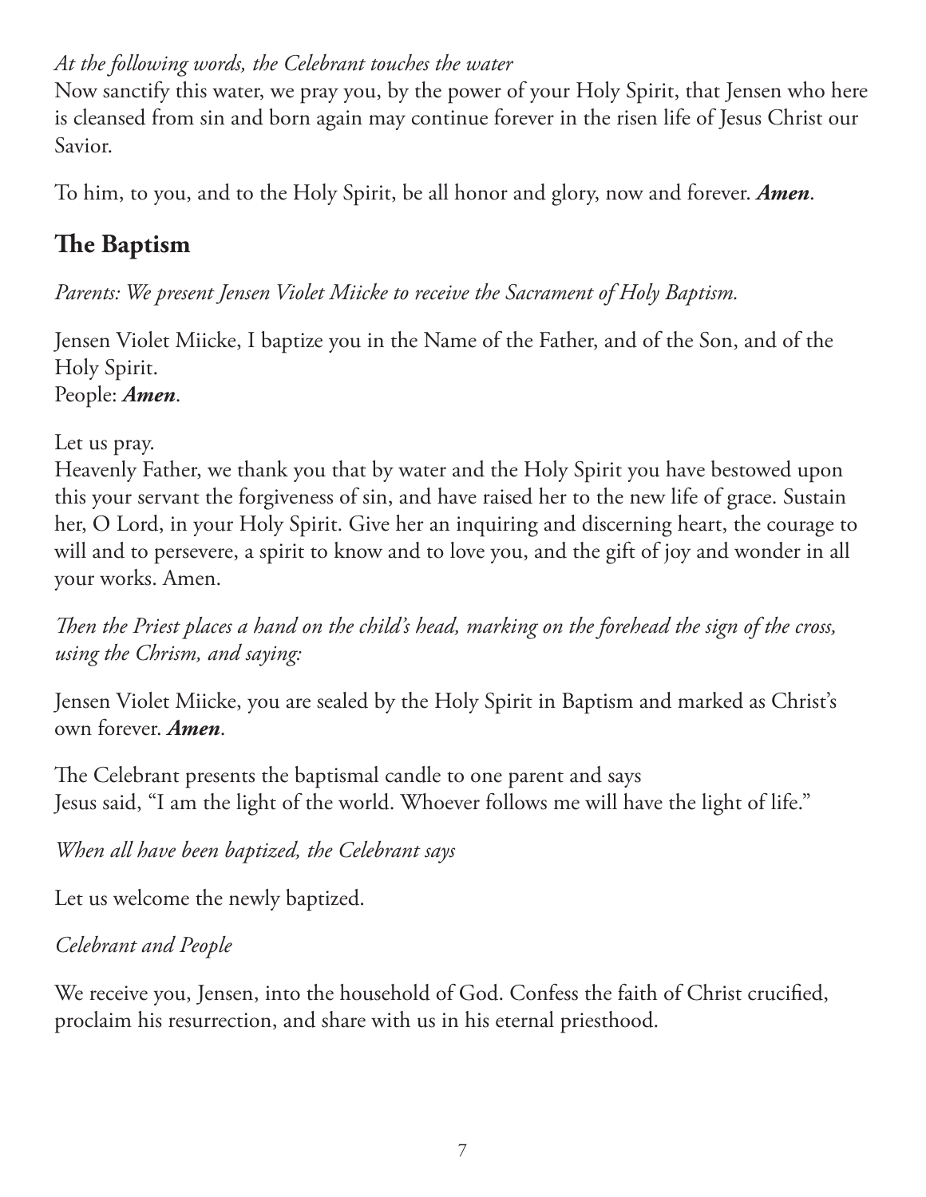*At the following words, the Celebrant touches the water*
Now sanctify this water, we pray you, by the power of your Holy Spirit, that Jensen who here is cleansed from sin and born again may continue forever in the risen life of Jesus Christ our Savior.

To him, to you, and to the Holy Spirit, be all honor and glory, now and forever. ***Amen***.

## The Baptism

*Parents: We present Jensen Violet Miicke to receive the Sacrament of Holy Baptism.*

Jensen Violet Miicke, I baptize you in the Name of the Father, and of the Son, and of the Holy Spirit.
People: ***Amen***.

Let us pray.
Heavenly Father, we thank you that by water and the Holy Spirit you have bestowed upon this your servant the forgiveness of sin, and have raised her to the new life of grace. Sustain her, O Lord, in your Holy Spirit. Give her an inquiring and discerning heart, the courage to will and to persevere, a spirit to know and to love you, and the gift of joy and wonder in all your works. Amen.

*Then the Priest places a hand on the child's head, marking on the forehead the sign of the cross, using the Chrism, and saying:*

Jensen Violet Miicke, you are sealed by the Holy Spirit in Baptism and marked as Christ's own forever. ***Amen***.

The Celebrant presents the baptismal candle to one parent and says
Jesus said, "I am the light of the world. Whoever follows me will have the light of life."

*When all have been baptized, the Celebrant says*

Let us welcome the newly baptized.

*Celebrant and People*

We receive you, Jensen, into the household of God. Confess the faith of Christ crucified, proclaim his resurrection, and share with us in his eternal priesthood.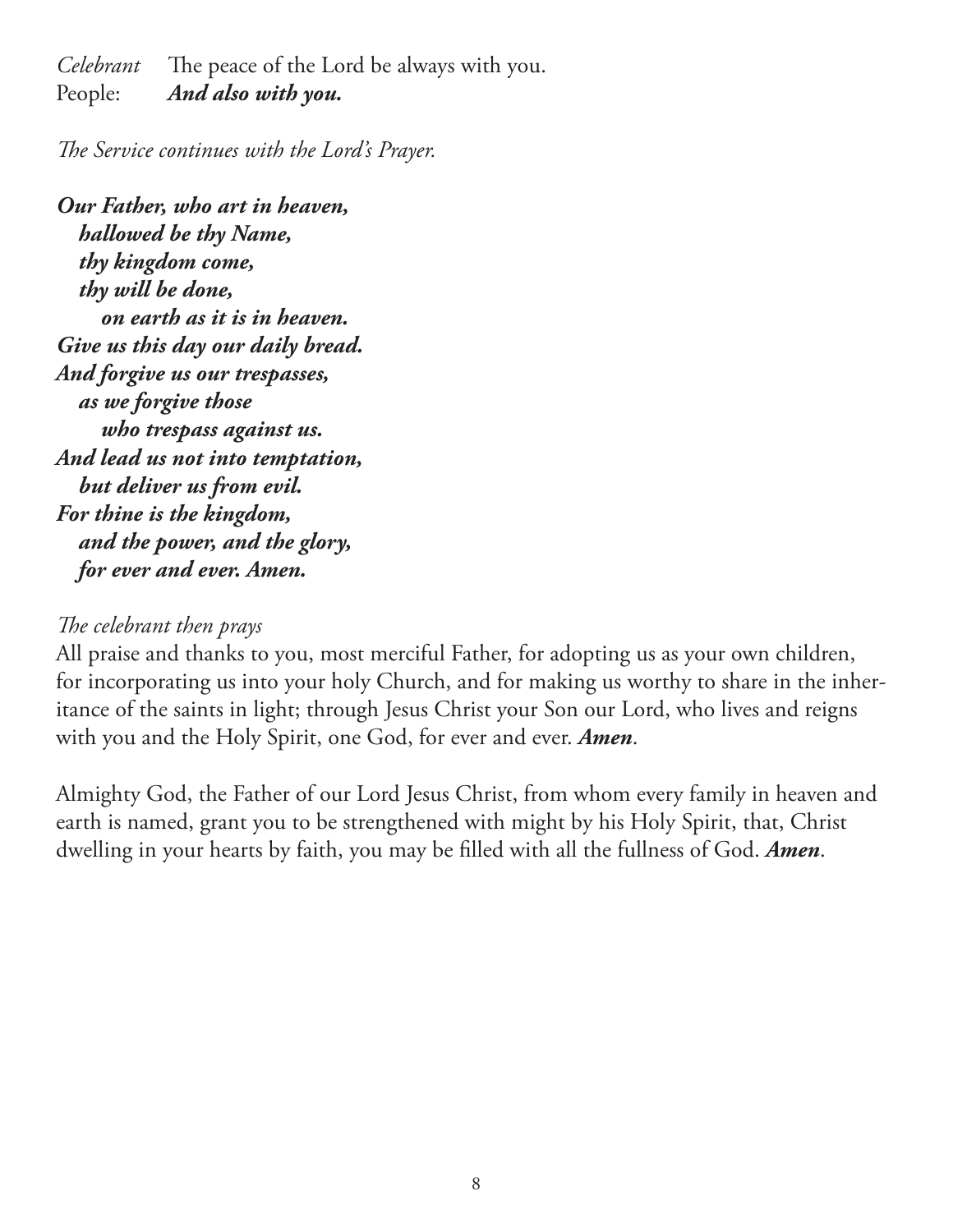*Celebrant* The peace of the Lord be always with you.
People: ***And also with you.***

*The Service continues with the Lord's Prayer.*

***Our Father, who art in heaven,***
***hallowed be thy Name,***
***thy kingdom come,***
***thy will be done,***
***on earth as it is in heaven.***
***Give us this day our daily bread.***
***And forgive us our trespasses,***
***as we forgive those***
***who trespass against us.***
***And lead us not into temptation,***
***but deliver us from evil.***
***For thine is the kingdom,***
***and the power, and the glory,***
***for ever and ever. Amen.***

*The celebrant then prays*
All praise and thanks to you, most merciful Father, for adopting us as your own children, for incorporating us into your holy Church, and for making us worthy to share in the inheritance of the saints in light; through Jesus Christ your Son our Lord, who lives and reigns with you and the Holy Spirit, one God, for ever and ever. ***Amen***.

Almighty God, the Father of our Lord Jesus Christ, from whom every family in heaven and earth is named, grant you to be strengthened with might by his Holy Spirit, that, Christ dwelling in your hearts by faith, you may be filled with all the fullness of God. ***Amen***.